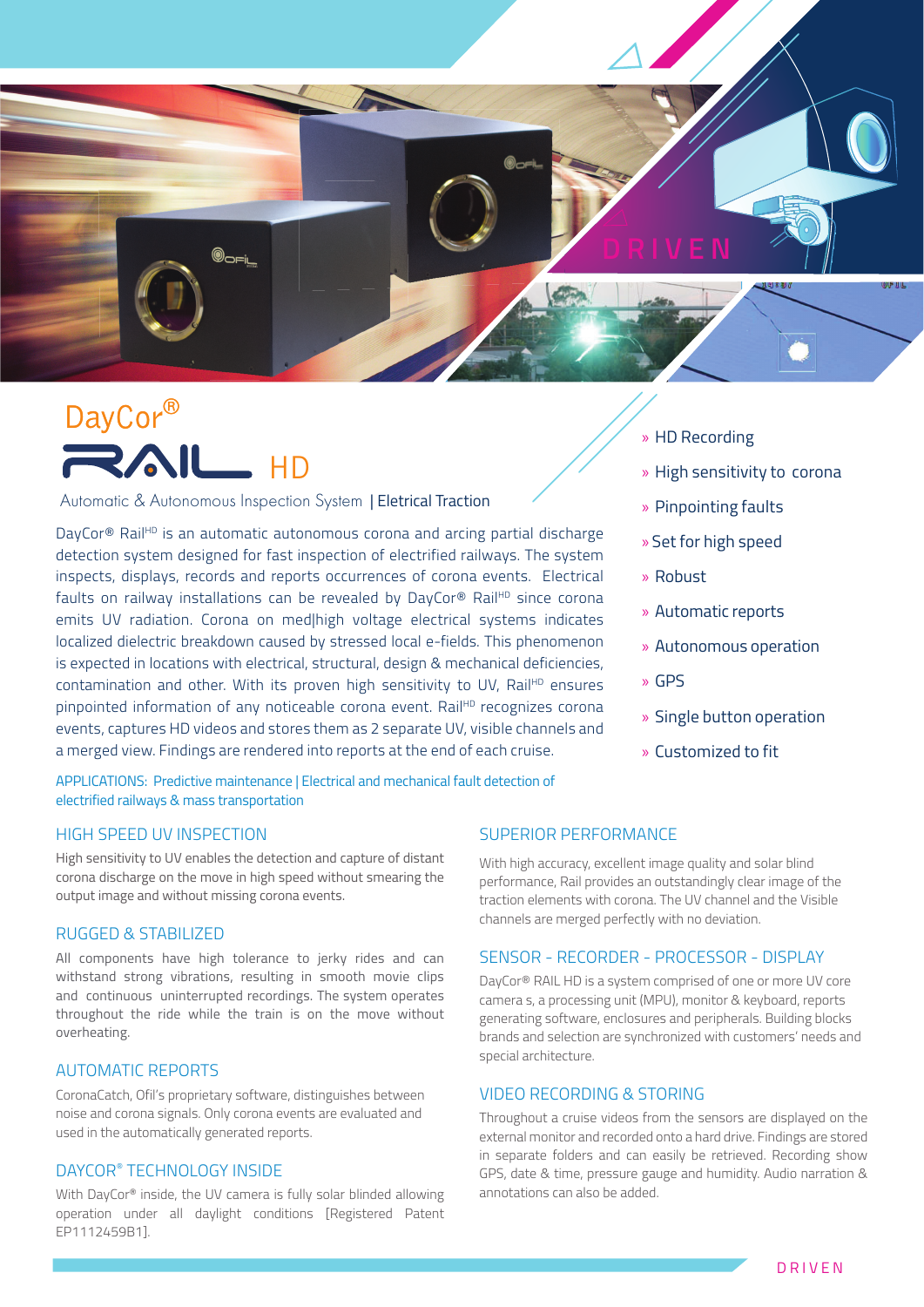# DayCor® RAIL HD

Automatic & Autonomous Inspection System | Eletrical Traction

DayCor® Rail$^{HD}$ is an automatic autonomous corona and arcing partial discharge detection system designed for fast inspection of electrified railways. The system inspects, displays, records and reports occurrences of corona events. Electrical faults on railway installations can be revealed by DayCor® Rail$^{HD}$ since corona emits UV radiation. Corona on med|high voltage electrical systems indicates localized dielectric breakdown caused by stressed local e-fields. This phenomenon is expected in locations with electrical, structural, design & mechanical deficiencies, contamination and other. With its proven high sensitivity to UV, Rail$^{HD}$ ensures pinpointed information of any noticeable corona event. Rail$^{HD}$ recognizes corona events, captures HD videos and stores them as 2 separate UV, visible channels and a merged view. Findings are rendered into reports at the end of each cruise.

APPLICATIONS: Predictive maintenance | Electrical and mechanical fault detection of electrified railways & mass transportation

- » HD Recording
- » High sensitivity to corona
- » Pinpointing faults
- » Set for high speed
- » Robust
- » Automatic reports
- » Autonomous operation
- » GPS
- » Single button operation
- » Customized to fit

## HIGH SPEED UV INSPECTION

High sensitivity to UV enables the detection and capture of distant corona discharge on the move in high speed without smearing the output image and without missing corona events.

## RUGGED & STABILIZED

All components have high tolerance to jerky rides and can withstand strong vibrations, resulting in smooth movie clips and continuous uninterrupted recordings. The system operates throughout the ride while the train is on the move without overheating.

## AUTOMATIC REPORTS

CoronaCatch, Ofil's proprietary software, distinguishes between noise and corona signals. Only corona events are evaluated and used in the automatically generated reports.

## DAYCOR® TECHNOLOGY INSIDE

With DayCor® inside, the UV camera is fully solar blinded allowing operation under all daylight conditions [Registered Patent EP1112459B1].

## SUPERIOR PERFORMANCE

With high accuracy, excellent image quality and solar blind performance, Rail provides an outstandingly clear image of the traction elements with corona. The UV channel and the Visible channels are merged perfectly with no deviation.

## SENSOR - RECORDER - PROCESSOR - DISPLAY

DayCor® RAIL HD is a system comprised of one or more UV core camera s, a processing unit (MPU), monitor & keyboard, reports generating software, enclosures and peripherals. Building blocks brands and selection are synchronized with customers' needs and special architecture.

## VIDEO RECORDING & STORING

Throughout a cruise videos from the sensors are displayed on the external monitor and recorded onto a hard drive. Findings are stored in separate folders and can easily be retrieved. Recording show GPS, date & time, pressure gauge and humidity. Audio narration & annotations can also be added.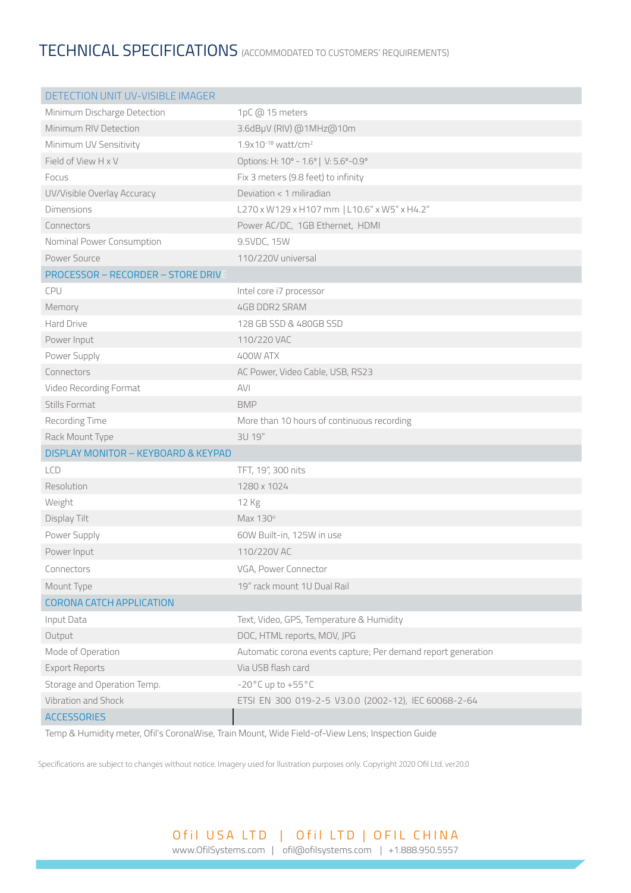# TECHNICAL SPECIFICATIONS (ACCOMMODATED TO CUSTOMERS' REQUIREMENTS)

| | |
|---|---|
| **DETECTION UNIT UV-VISIBLE IMAGER** | |
| Minimum Discharge Detection | 1pC @ 15 meters |
| Minimum RIV Detection | 3.6dBμV (RIV) @1MHz@10m |
| Minimum UV Sensitivity | $1.9x10^{-18}$ watt/cm$^2$ |
| Field of View H x V | Options: H: 10° - 1.6° \| V: 5.6°-0.9° |
| Focus | Fix 3 meters (9.8 feet) to infinity |
| UV/Visible Overlay Accuracy | Deviation < 1 miliradian |
| Dimensions | L270 x W129 x H107 mm \| L10.6" x W5" x H4.2" |
| Connectors | Power AC/DC, 1GB Ethernet, HDMI |
| Nominal Power Consumption | 9.5VDC, 15W |
| Power Source | 110/220V universal |
| **PROCESSOR – RECORDER – STORE DRIVE** | |
| CPU | Intel core i7 processor |
| Memory | 4GB DDR2 SRAM |
| Hard Drive | 128 GB SSD & 480GB SSD |
| Power Input | 110/220 VAC |
| Power Supply | 400W ATX |
| Connectors | AC Power, Video Cable, USB, RS23 |
| Video Recording Format | AVI |
| Stills Format | BMP |
| Recording Time | More than 10 hours of continuous recording |
| Rack Mount Type | 3U 19" |
| **DISPLAY MONITOR – KEYBOARD & KEYPAD** | |
| LCD | TFT, 19", 300 nits |
| Resolution | 1280 x 1024 |
| Weight | 12 Kg |
| Display Tilt | Max 130° |
| Power Supply | 60W Built-in, 125W in use |
| Power Input | 110/220V AC |
| Connectors | VGA, Power Connector |
| Mount Type | 19" rack mount 1U Dual Rail |
| **CORONA CATCH APPLICATION** | |
| Input Data | Text, Video, GPS, Temperature & Humidity |
| Output | DOC, HTML reports, MOV, JPG |
| Mode of Operation | Automatic corona events capture; Per demand report generation |
| Export Reports | Via USB flash card |
| Storage and Operation Temp. | -20°C up to +55°C |
| Vibration and Shock | ETSI EN 300 019-2-5 V3.0.0 (2002-12), IEC 60068-2-64 |
| **ACCESSORIES** | |

Temp & Humidity meter, Ofil's CoronaWise, Train Mount, Wide Field-of-View Lens; Inspection Guide

Specifications are subject to changes without notice. Imagery used for llustration purposes only. Copyright 2020 Ofil Ltd. ver20.0

Ofil USA LTD | Ofil LTD | OFIL CHINA

www.OfilSystems.com | ofil@ofilsystems.com | +1.888.950.5557